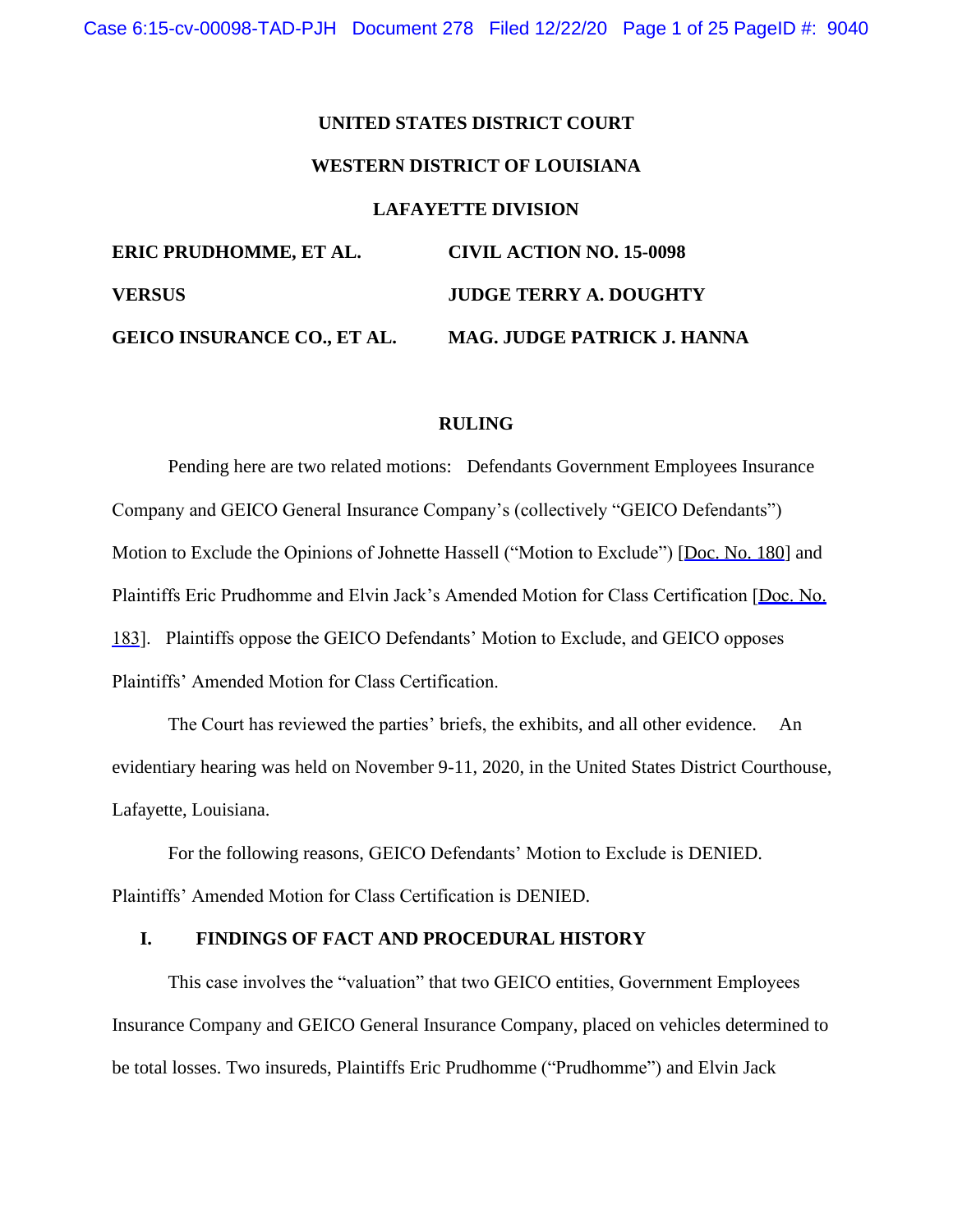**UNITED STATES DISTRICT COURT**

**WESTERN DISTRICT OF LOUISIANA**

**LAFAYETTE DIVISION**

| | |
|---|---|
| **ERIC PRUDHOMME, ET AL.** | **CIVIL ACTION NO. 15-0098** |
| **VERSUS** | **JUDGE TERRY A. DOUGHTY** |
| **GEICO INSURANCE CO., ET AL.** | **MAG. JUDGE PATRICK J. HANNA** |

**RULING**

Pending here are two related motions: Defendants Government Employees Insurance Company and GEICO General Insurance Company's (collectively "GEICO Defendants") Motion to Exclude the Opinions of Johnette Hassell ("Motion to Exclude") [Doc. No. 180] and Plaintiffs Eric Prudhomme and Elvin Jack's Amended Motion for Class Certification [Doc. No. 183]. Plaintiffs oppose the GEICO Defendants' Motion to Exclude, and GEICO opposes Plaintiffs' Amended Motion for Class Certification.

The Court has reviewed the parties' briefs, the exhibits, and all other evidence. An evidentiary hearing was held on November 9-11, 2020, in the United States District Courthouse, Lafayette, Louisiana.

For the following reasons, GEICO Defendants' Motion to Exclude is DENIED. Plaintiffs' Amended Motion for Class Certification is DENIED.

## I. FINDINGS OF FACT AND PROCEDURAL HISTORY

This case involves the "valuation" that two GEICO entities, Government Employees Insurance Company and GEICO General Insurance Company, placed on vehicles determined to be total losses. Two insureds, Plaintiffs Eric Prudhomme ("Prudhomme") and Elvin Jack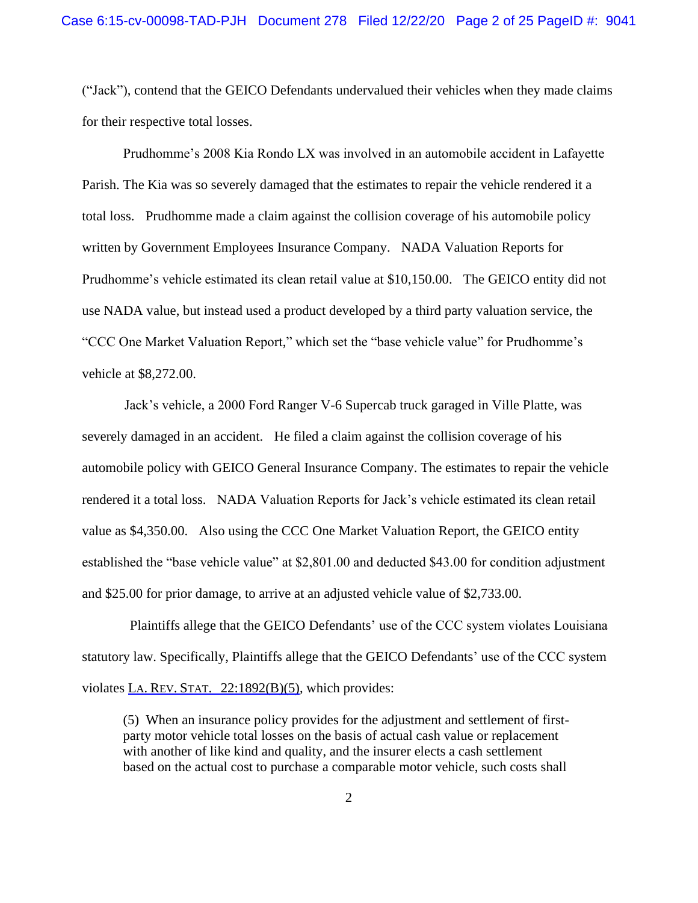("Jack"), contend that the GEICO Defendants undervalued their vehicles when they made claims for their respective total losses.

Prudhomme's 2008 Kia Rondo LX was involved in an automobile accident in Lafayette Parish. The Kia was so severely damaged that the estimates to repair the vehicle rendered it a total loss. Prudhomme made a claim against the collision coverage of his automobile policy written by Government Employees Insurance Company. NADA Valuation Reports for Prudhomme's vehicle estimated its clean retail value at $10,150.00. The GEICO entity did not use NADA value, but instead used a product developed by a third party valuation service, the "CCC One Market Valuation Report," which set the "base vehicle value" for Prudhomme's vehicle at $8,272.00.

Jack's vehicle, a 2000 Ford Ranger V-6 Supercab truck garaged in Ville Platte, was severely damaged in an accident. He filed a claim against the collision coverage of his automobile policy with GEICO General Insurance Company. The estimates to repair the vehicle rendered it a total loss. NADA Valuation Reports for Jack's vehicle estimated its clean retail value as $4,350.00. Also using the CCC One Market Valuation Report, the GEICO entity established the "base vehicle value" at $2,801.00 and deducted $43.00 for condition adjustment and $25.00 for prior damage, to arrive at an adjusted vehicle value of $2,733.00.

Plaintiffs allege that the GEICO Defendants' use of the CCC system violates Louisiana statutory law. Specifically, Plaintiffs allege that the GEICO Defendants' use of the CCC system violates LA. REV. STAT. 22:1892(B)(5), which provides:

> (5) When an insurance policy provides for the adjustment and settlement of first-party motor vehicle total losses on the basis of actual cash value or replacement with another of like kind and quality, and the insurer elects a cash settlement based on the actual cost to purchase a comparable motor vehicle, such costs shall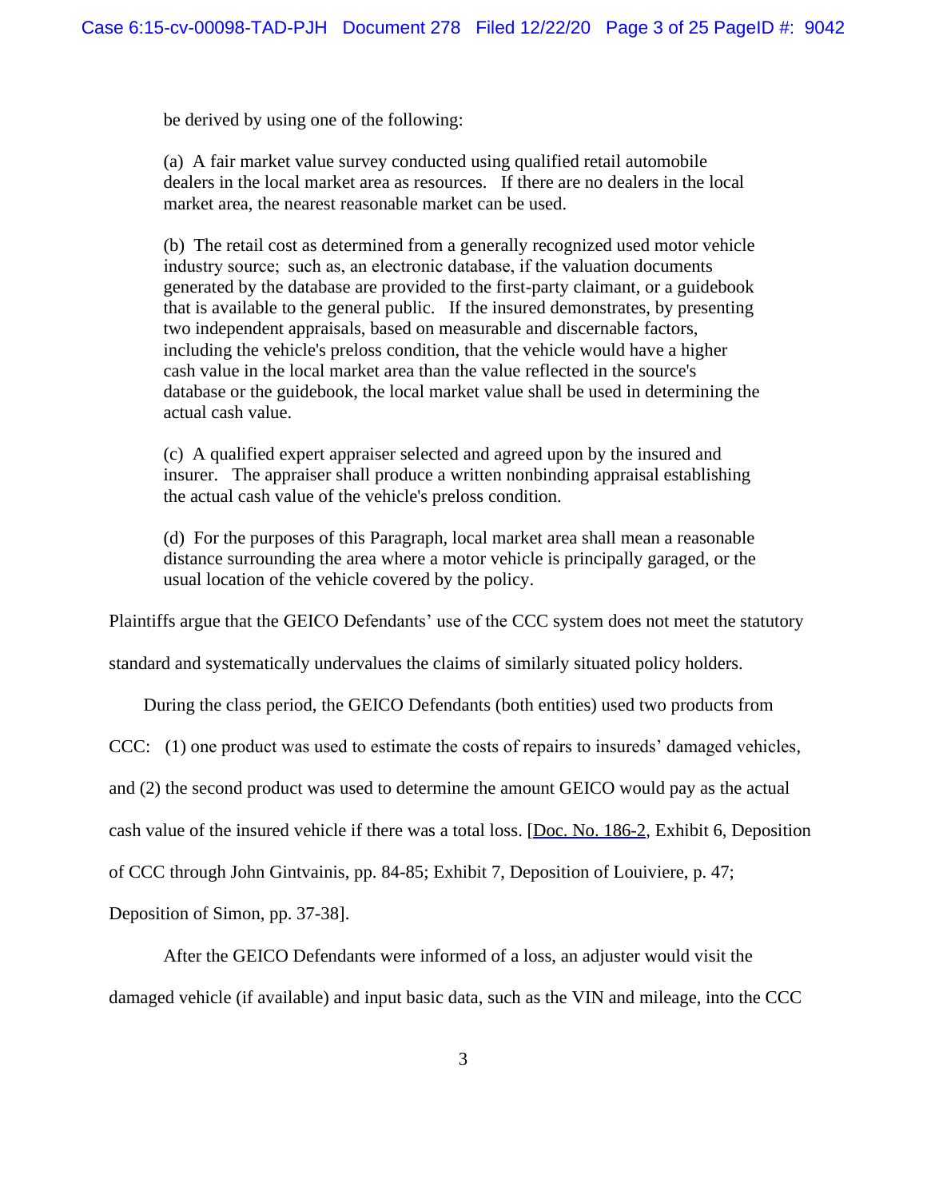be derived by using one of the following:

> (a) A fair market value survey conducted using qualified retail automobile dealers in the local market area as resources. If there are no dealers in the local market area, the nearest reasonable market can be used.
>
> (b) The retail cost as determined from a generally recognized used motor vehicle industry source; such as, an electronic database, if the valuation documents generated by the database are provided to the first-party claimant, or a guidebook that is available to the general public. If the insured demonstrates, by presenting two independent appraisals, based on measurable and discernable factors, including the vehicle's preloss condition, that the vehicle would have a higher cash value in the local market area than the value reflected in the source's database or the guidebook, the local market value shall be used in determining the actual cash value.
>
> (c) A qualified expert appraiser selected and agreed upon by the insured and insurer. The appraiser shall produce a written nonbinding appraisal establishing the actual cash value of the vehicle's preloss condition.
>
> (d) For the purposes of this Paragraph, local market area shall mean a reasonable distance surrounding the area where a motor vehicle is principally garaged, or the usual location of the vehicle covered by the policy.

Plaintiffs argue that the GEICO Defendants' use of the CCC system does not meet the statutory standard and systematically undervalues the claims of similarly situated policy holders.

During the class period, the GEICO Defendants (both entities) used two products from CCC: (1) one product was used to estimate the costs of repairs to insureds' damaged vehicles, and (2) the second product was used to determine the amount GEICO would pay as the actual cash value of the insured vehicle if there was a total loss. [Doc. No. 186-2, Exhibit 6, Deposition of CCC through John Gintvainis, pp. 84-85; Exhibit 7, Deposition of Louiviere, p. 47; Deposition of Simon, pp. 37-38].

After the GEICO Defendants were informed of a loss, an adjuster would visit the damaged vehicle (if available) and input basic data, such as the VIN and mileage, into the CCC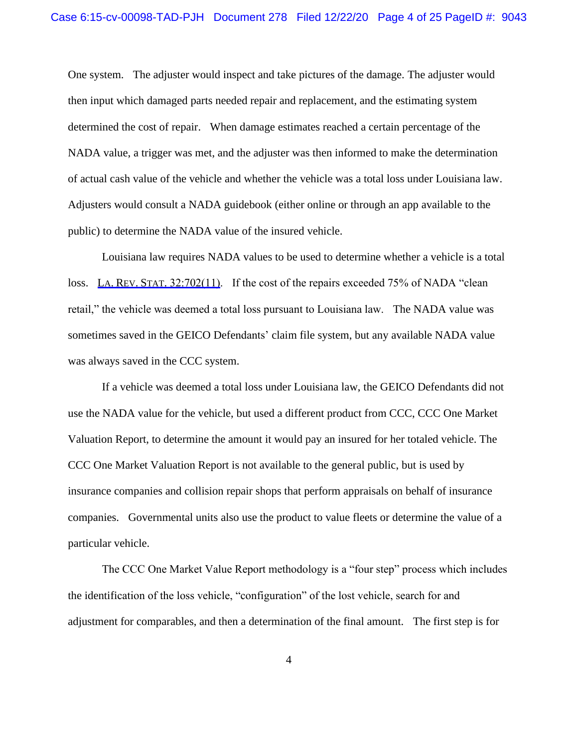One system. The adjuster would inspect and take pictures of the damage. The adjuster would then input which damaged parts needed repair and replacement, and the estimating system determined the cost of repair. When damage estimates reached a certain percentage of the NADA value, a trigger was met, and the adjuster was then informed to make the determination of actual cash value of the vehicle and whether the vehicle was a total loss under Louisiana law. Adjusters would consult a NADA guidebook (either online or through an app available to the public) to determine the NADA value of the insured vehicle.

Louisiana law requires NADA values to be used to determine whether a vehicle is a total loss. LA. REV. STAT. 32:702(11). If the cost of the repairs exceeded 75% of NADA "clean retail," the vehicle was deemed a total loss pursuant to Louisiana law. The NADA value was sometimes saved in the GEICO Defendants' claim file system, but any available NADA value was always saved in the CCC system.

If a vehicle was deemed a total loss under Louisiana law, the GEICO Defendants did not use the NADA value for the vehicle, but used a different product from CCC, CCC One Market Valuation Report, to determine the amount it would pay an insured for her totaled vehicle. The CCC One Market Valuation Report is not available to the general public, but is used by insurance companies and collision repair shops that perform appraisals on behalf of insurance companies. Governmental units also use the product to value fleets or determine the value of a particular vehicle.

The CCC One Market Value Report methodology is a "four step" process which includes the identification of the loss vehicle, "configuration" of the lost vehicle, search for and adjustment for comparables, and then a determination of the final amount. The first step is for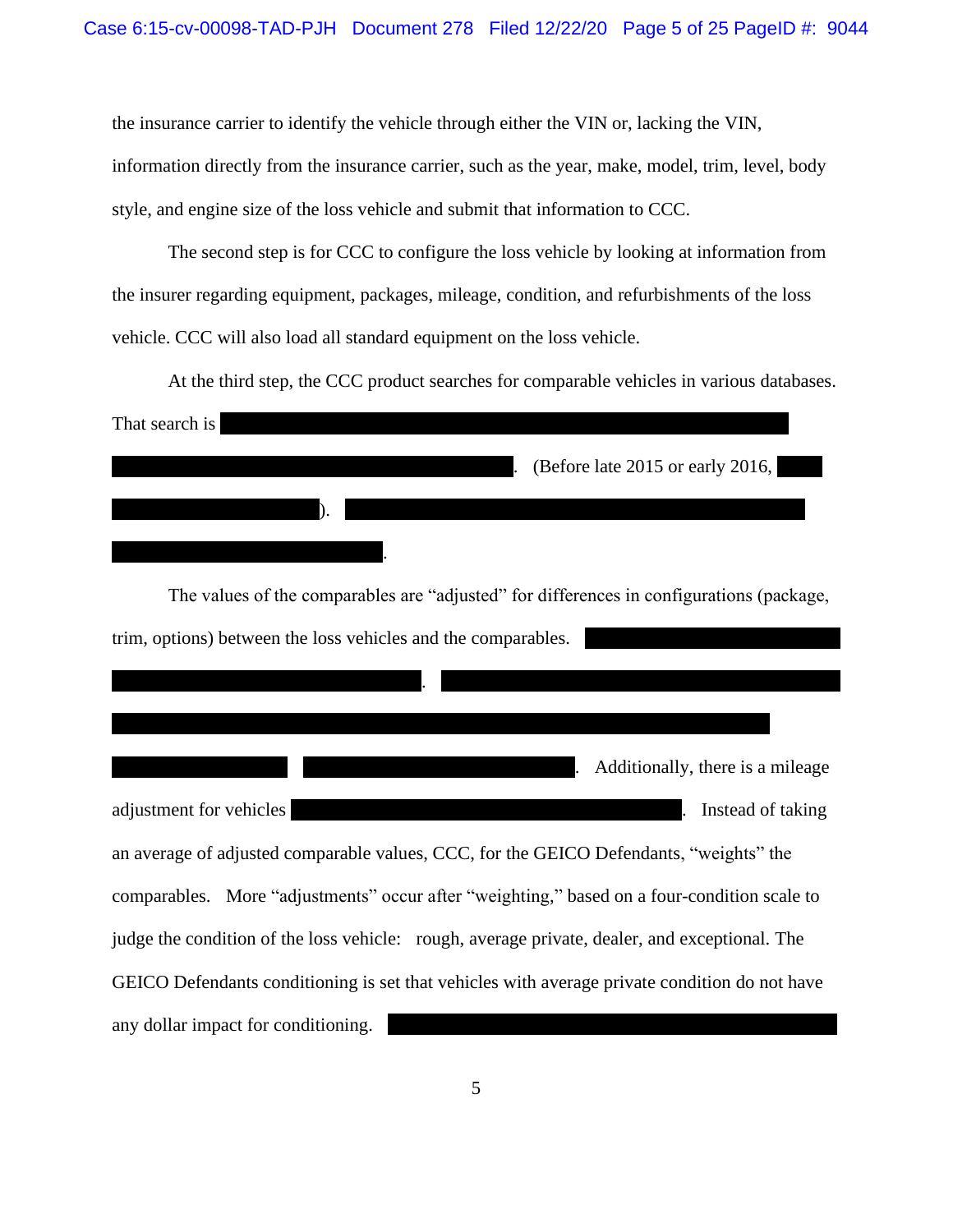the insurance carrier to identify the vehicle through either the VIN or, lacking the VIN, information directly from the insurance carrier, such as the year, make, model, trim, level, body style, and engine size of the loss vehicle and submit that information to CCC.

The second step is for CCC to configure the loss vehicle by looking at information from the insurer regarding equipment, packages, mileage, condition, and refurbishments of the loss vehicle. CCC will also load all standard equipment on the loss vehicle.

At the third step, the CCC product searches for comparable vehicles in various databases. That search is [REDACTED]. (Before late 2015 or early 2016, [REDACTED]). [REDACTED].

The values of the comparables are "adjusted" for differences in configurations (package, trim, options) between the loss vehicles and the comparables. [REDACTED]. [REDACTED] [REDACTED]. Additionally, there is a mileage adjustment for vehicles [REDACTED]. Instead of taking an average of adjusted comparable values, CCC, for the GEICO Defendants, "weights" the comparables. More "adjustments" occur after "weighting," based on a four-condition scale to judge the condition of the loss vehicle: rough, average private, dealer, and exceptional. The GEICO Defendants conditioning is set that vehicles with average private condition do not have any dollar impact for conditioning. [REDACTED]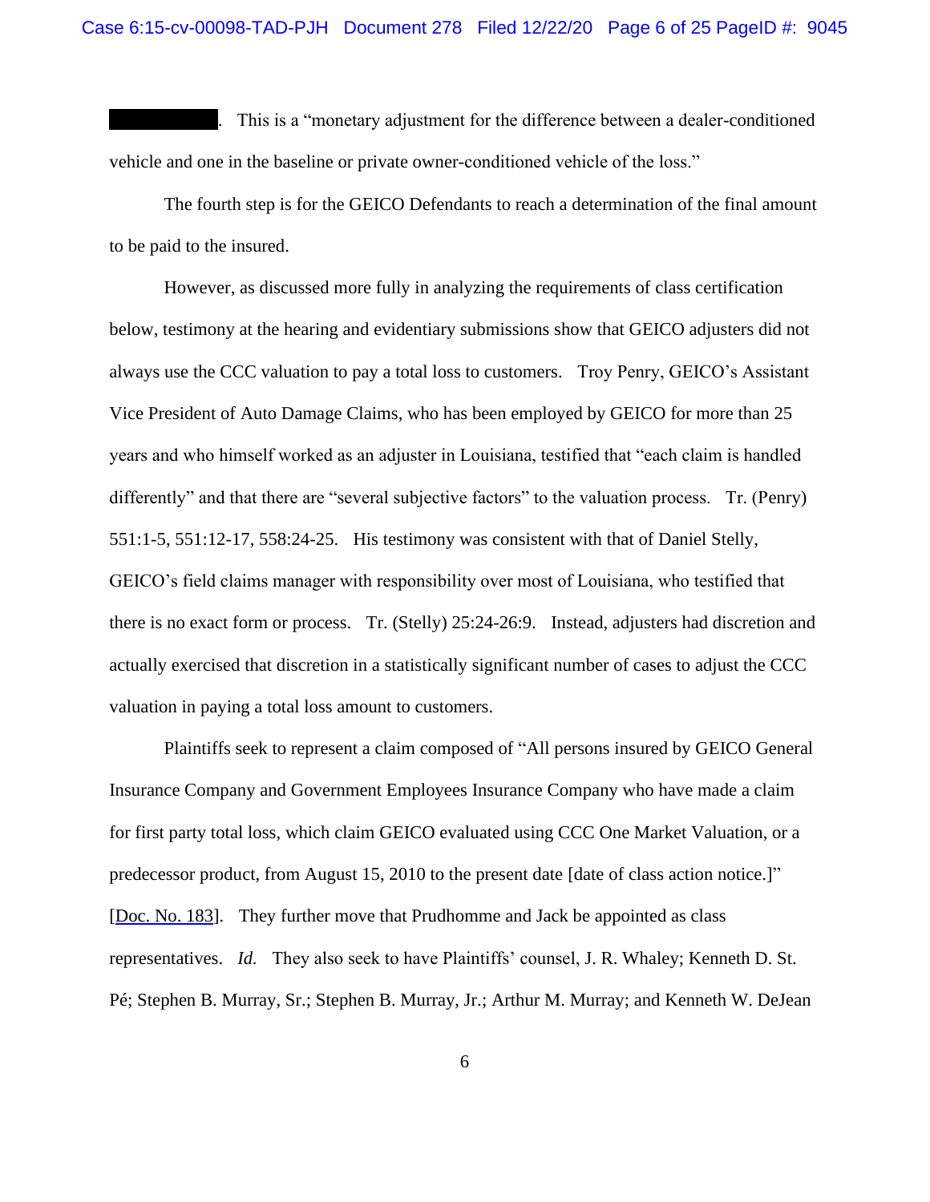██████████. This is a "monetary adjustment for the difference between a dealer-conditioned vehicle and one in the baseline or private owner-conditioned vehicle of the loss."

The fourth step is for the GEICO Defendants to reach a determination of the final amount to be paid to the insured.

However, as discussed more fully in analyzing the requirements of class certification below, testimony at the hearing and evidentiary submissions show that GEICO adjusters did not always use the CCC valuation to pay a total loss to customers. Troy Penry, GEICO's Assistant Vice President of Auto Damage Claims, who has been employed by GEICO for more than 25 years and who himself worked as an adjuster in Louisiana, testified that "each claim is handled differently" and that there are "several subjective factors" to the valuation process. Tr. (Penry) 551:1-5, 551:12-17, 558:24-25. His testimony was consistent with that of Daniel Stelly, GEICO's field claims manager with responsibility over most of Louisiana, who testified that there is no exact form or process. Tr. (Stelly) 25:24-26:9. Instead, adjusters had discretion and actually exercised that discretion in a statistically significant number of cases to adjust the CCC valuation in paying a total loss amount to customers.

Plaintiffs seek to represent a claim composed of "All persons insured by GEICO General Insurance Company and Government Employees Insurance Company who have made a claim for first party total loss, which claim GEICO evaluated using CCC One Market Valuation, or a predecessor product, from August 15, 2010 to the present date [date of class action notice.]" [Doc. No. 183]. They further move that Prudhomme and Jack be appointed as class representatives. *Id.* They also seek to have Plaintiffs' counsel, J. R. Whaley; Kenneth D. St. Pé; Stephen B. Murray, Sr.; Stephen B. Murray, Jr.; Arthur M. Murray; and Kenneth W. DeJean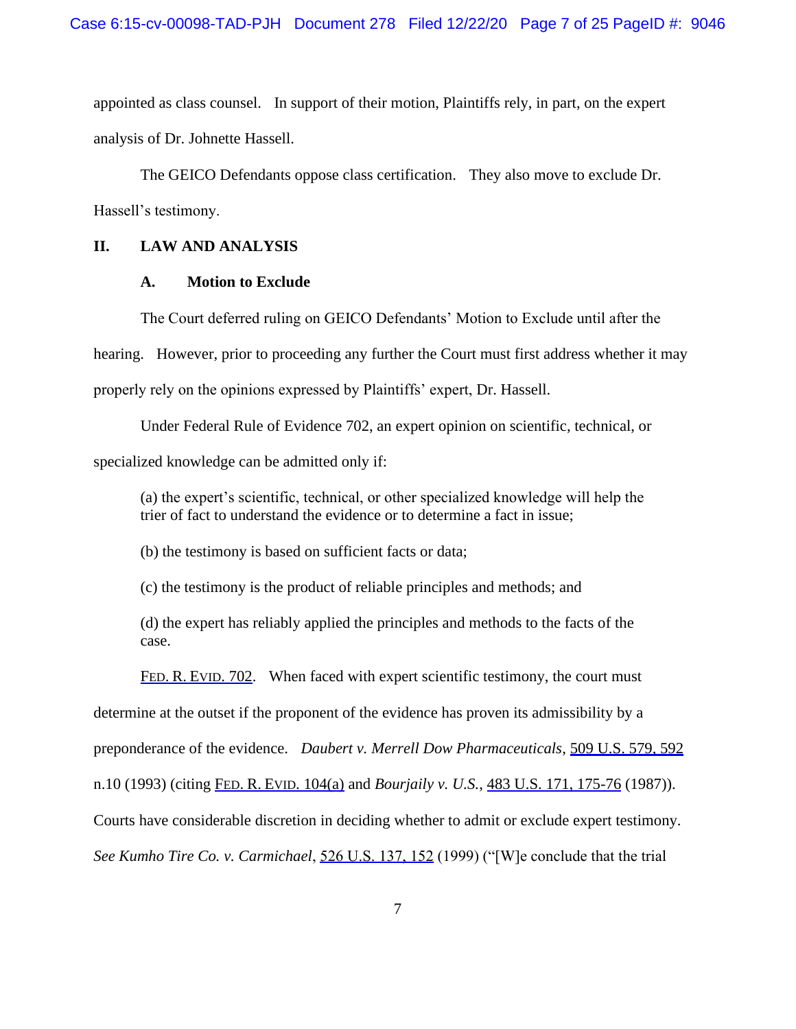appointed as class counsel. In support of their motion, Plaintiffs rely, in part, on the expert analysis of Dr. Johnette Hassell.

The GEICO Defendants oppose class certification. They also move to exclude Dr. Hassell's testimony.

## II. LAW AND ANALYSIS

### A. Motion to Exclude

The Court deferred ruling on GEICO Defendants' Motion to Exclude until after the hearing. However, prior to proceeding any further the Court must first address whether it may properly rely on the opinions expressed by Plaintiffs' expert, Dr. Hassell.

Under Federal Rule of Evidence 702, an expert opinion on scientific, technical, or specialized knowledge can be admitted only if:

> (a) the expert's scientific, technical, or other specialized knowledge will help the trier of fact to understand the evidence or to determine a fact in issue;
>
> (b) the testimony is based on sufficient facts or data;
>
> (c) the testimony is the product of reliable principles and methods; and
>
> (d) the expert has reliably applied the principles and methods to the facts of the case.

FED. R. EVID. 702. When faced with expert scientific testimony, the court must determine at the outset if the proponent of the evidence has proven its admissibility by a preponderance of the evidence. *Daubert v. Merrell Dow Pharmaceuticals*, 509 U.S. 579, 592 n.10 (1993) (citing FED. R. EVID. 104(a) and *Bourjaily v. U.S.*, 483 U.S. 171, 175-76 (1987)). Courts have considerable discretion in deciding whether to admit or exclude expert testimony. *See Kumho Tire Co. v. Carmichael*, 526 U.S. 137, 152 (1999) ("[W]e conclude that the trial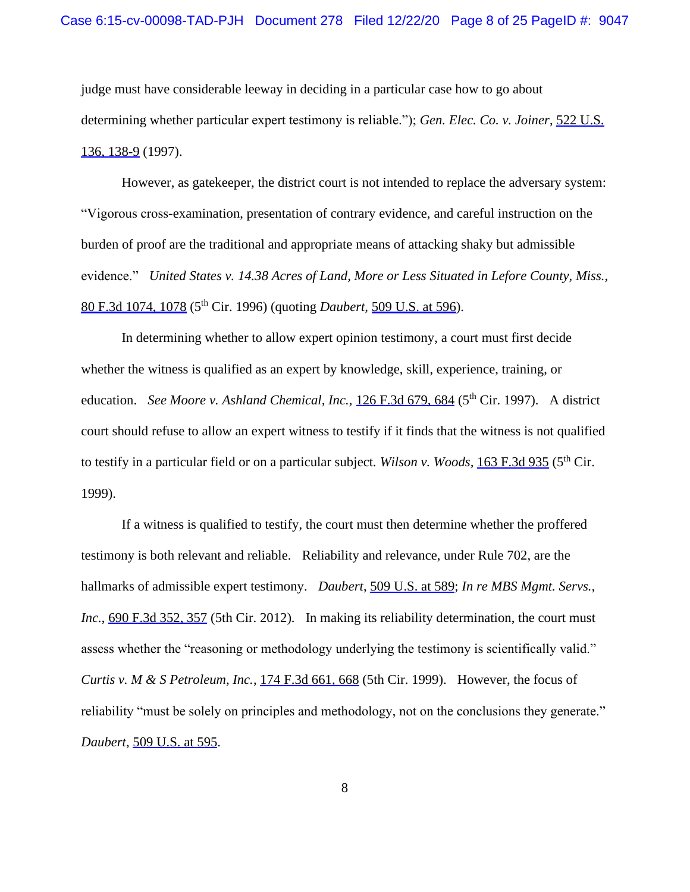judge must have considerable leeway in deciding in a particular case how to go about determining whether particular expert testimony is reliable."); *Gen. Elec. Co. v. Joiner*, 522 U.S. 136, 138-9 (1997).

However, as gatekeeper, the district court is not intended to replace the adversary system: "Vigorous cross-examination, presentation of contrary evidence, and careful instruction on the burden of proof are the traditional and appropriate means of attacking shaky but admissible evidence." *United States v. 14.38 Acres of Land, More or Less Situated in Lefore County, Miss.*, 80 F.3d 1074, 1078 (5th Cir. 1996) (quoting *Daubert*, 509 U.S. at 596).

In determining whether to allow expert opinion testimony, a court must first decide whether the witness is qualified as an expert by knowledge, skill, experience, training, or education. *See Moore v. Ashland Chemical, Inc.*, 126 F.3d 679, 684 (5th Cir. 1997). A district court should refuse to allow an expert witness to testify if it finds that the witness is not qualified to testify in a particular field or on a particular subject. *Wilson v. Woods*, 163 F.3d 935 (5th Cir. 1999).

If a witness is qualified to testify, the court must then determine whether the proffered testimony is both relevant and reliable. Reliability and relevance, under Rule 702, are the hallmarks of admissible expert testimony. *Daubert*, 509 U.S. at 589; *In re MBS Mgmt. Servs., Inc.*, 690 F.3d 352, 357 (5th Cir. 2012). In making its reliability determination, the court must assess whether the "reasoning or methodology underlying the testimony is scientifically valid." *Curtis v. M & S Petroleum, Inc.*, 174 F.3d 661, 668 (5th Cir. 1999). However, the focus of reliability "must be solely on principles and methodology, not on the conclusions they generate." *Daubert*, 509 U.S. at 595.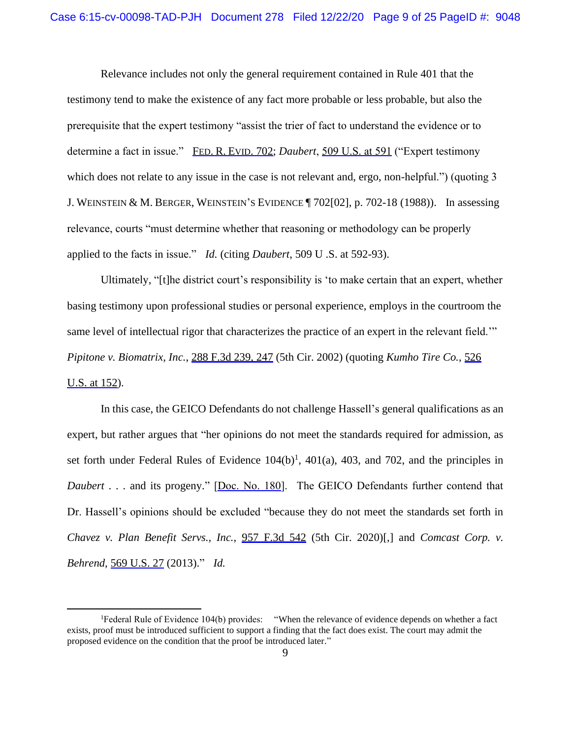Relevance includes not only the general requirement contained in Rule 401 that the testimony tend to make the existence of any fact more probable or less probable, but also the prerequisite that the expert testimony "assist the trier of fact to understand the evidence or to determine a fact in issue." FED. R. EVID. 702; *Daubert*, 509 U.S. at 591 ("Expert testimony which does not relate to any issue in the case is not relevant and, ergo, non-helpful.") (quoting 3 J. WEINSTEIN & M. BERGER, WEINSTEIN'S EVIDENCE ¶ 702[02], p. 702-18 (1988)). In assessing relevance, courts "must determine whether that reasoning or methodology can be properly applied to the facts in issue." *Id.* (citing *Daubert*, 509 U .S. at 592-93).

Ultimately, "[t]he district court's responsibility is 'to make certain that an expert, whether basing testimony upon professional studies or personal experience, employs in the courtroom the same level of intellectual rigor that characterizes the practice of an expert in the relevant field.'" *Pipitone v. Biomatrix, Inc.*, 288 F.3d 239, 247 (5th Cir. 2002) (quoting *Kumho Tire Co.*, 526 U.S. at 152).

In this case, the GEICO Defendants do not challenge Hassell's general qualifications as an expert, but rather argues that "her opinions do not meet the standards required for admission, as set forth under Federal Rules of Evidence 104(b)[1], 401(a), 403, and 702, and the principles in *Daubert* . . . and its progeny." [Doc. No. 180]. The GEICO Defendants further contend that Dr. Hassell's opinions should be excluded "because they do not meet the standards set forth in *Chavez v. Plan Benefit Servs., Inc.*, 957 F.3d 542 (5th Cir. 2020)[,] and *Comcast Corp. v. Behrend*, 569 U.S. 27 (2013)." *Id.*

---

[1]Federal Rule of Evidence 104(b) provides: "When the relevance of evidence depends on whether a fact exists, proof must be introduced sufficient to support a finding that the fact does exist. The court may admit the proposed evidence on the condition that the proof be introduced later."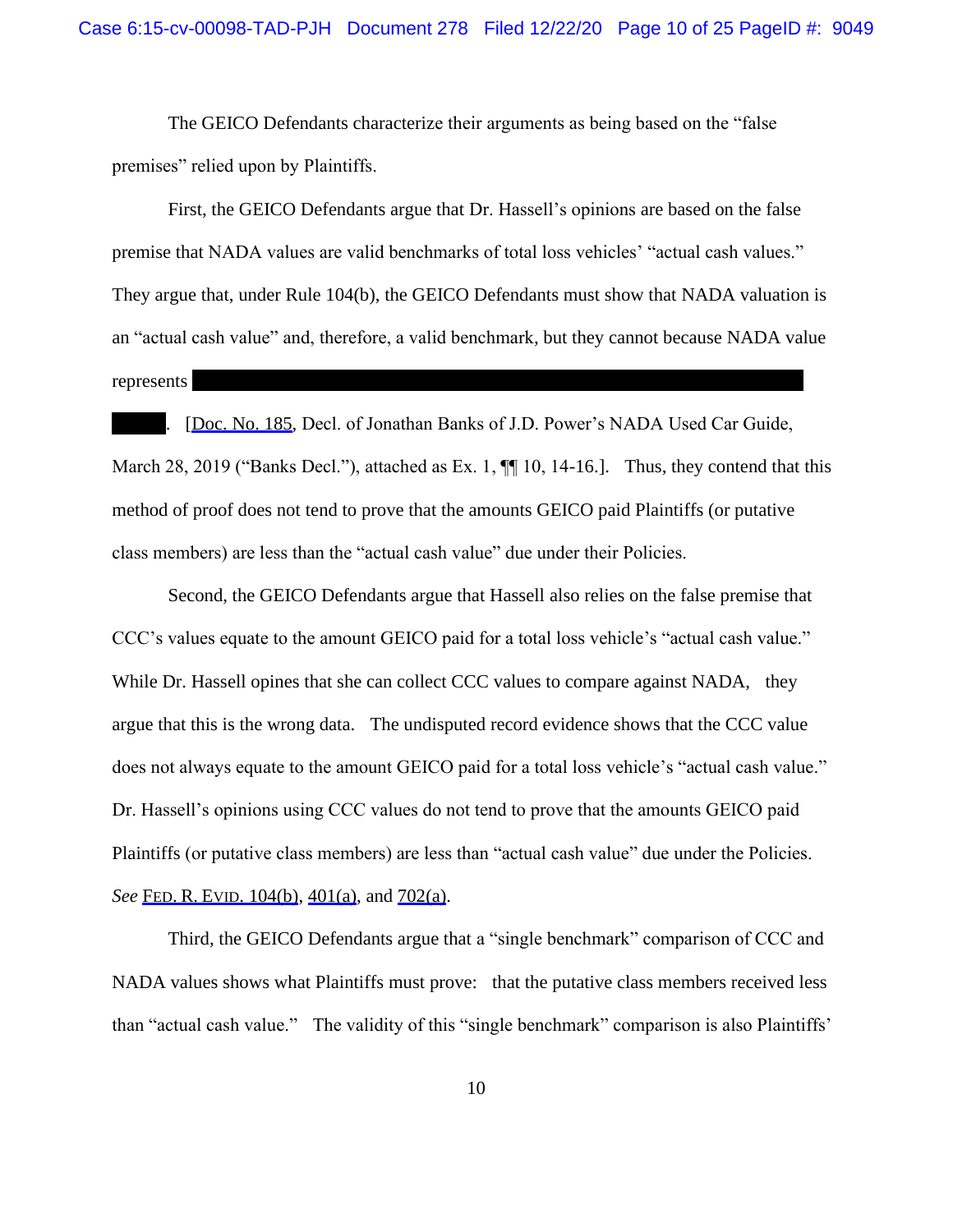The GEICO Defendants characterize their arguments as being based on the "false premises" relied upon by Plaintiffs.

First, the GEICO Defendants argue that Dr. Hassell's opinions are based on the false premise that NADA values are valid benchmarks of total loss vehicles' "actual cash values." They argue that, under Rule 104(b), the GEICO Defendants must show that NADA valuation is an "actual cash value" and, therefore, a valid benchmark, but they cannot because NADA value represents ███████████████████████████████████████ ████. [Doc. No. 185, Decl. of Jonathan Banks of J.D. Power's NADA Used Car Guide, March 28, 2019 ("Banks Decl."), attached as Ex. 1, ¶¶ 10, 14-16.]. Thus, they contend that this method of proof does not tend to prove that the amounts GEICO paid Plaintiffs (or putative class members) are less than the "actual cash value" due under their Policies.

Second, the GEICO Defendants argue that Hassell also relies on the false premise that CCC's values equate to the amount GEICO paid for a total loss vehicle's "actual cash value." While Dr. Hassell opines that she can collect CCC values to compare against NADA, they argue that this is the wrong data. The undisputed record evidence shows that the CCC value does not always equate to the amount GEICO paid for a total loss vehicle's "actual cash value." Dr. Hassell's opinions using CCC values do not tend to prove that the amounts GEICO paid Plaintiffs (or putative class members) are less than "actual cash value" due under the Policies. *See* FED. R. EVID. 104(b), 401(a), and 702(a).

Third, the GEICO Defendants argue that a "single benchmark" comparison of CCC and NADA values shows what Plaintiffs must prove: that the putative class members received less than "actual cash value." The validity of this "single benchmark" comparison is also Plaintiffs'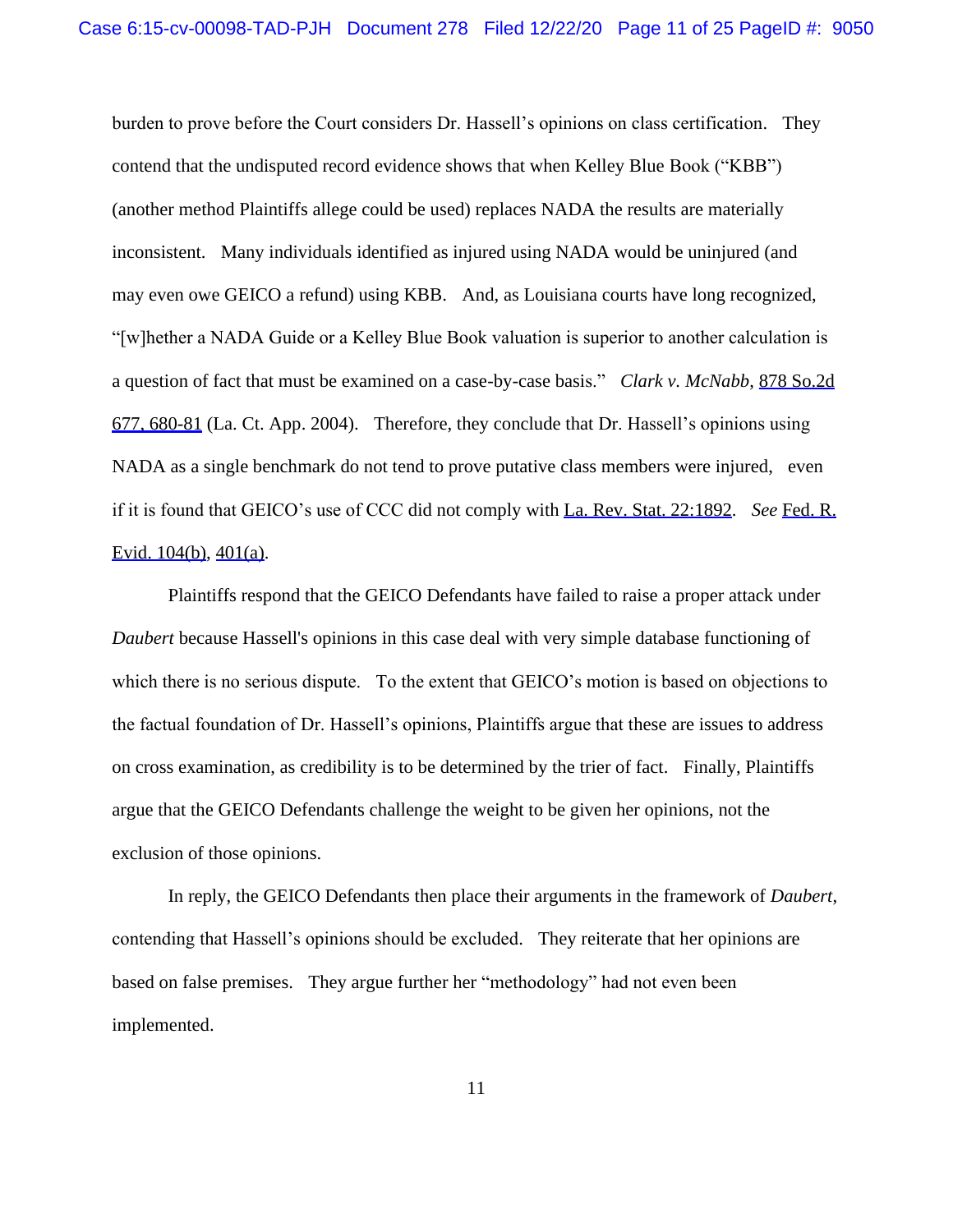burden to prove before the Court considers Dr. Hassell's opinions on class certification. They contend that the undisputed record evidence shows that when Kelley Blue Book ("KBB") (another method Plaintiffs allege could be used) replaces NADA the results are materially inconsistent. Many individuals identified as injured using NADA would be uninjured (and may even owe GEICO a refund) using KBB. And, as Louisiana courts have long recognized, "[w]hether a NADA Guide or a Kelley Blue Book valuation is superior to another calculation is a question of fact that must be examined on a case-by-case basis." *Clark v. McNabb*, 878 So.2d 677, 680-81 (La. Ct. App. 2004). Therefore, they conclude that Dr. Hassell's opinions using NADA as a single benchmark do not tend to prove putative class members were injured, even if it is found that GEICO's use of CCC did not comply with La. Rev. Stat. 22:1892. *See* Fed. R. Evid. 104(b), 401(a).

Plaintiffs respond that the GEICO Defendants have failed to raise a proper attack under *Daubert* because Hassell's opinions in this case deal with very simple database functioning of which there is no serious dispute. To the extent that GEICO's motion is based on objections to the factual foundation of Dr. Hassell's opinions, Plaintiffs argue that these are issues to address on cross examination, as credibility is to be determined by the trier of fact. Finally, Plaintiffs argue that the GEICO Defendants challenge the weight to be given her opinions, not the exclusion of those opinions.

In reply, the GEICO Defendants then place their arguments in the framework of *Daubert*, contending that Hassell's opinions should be excluded. They reiterate that her opinions are based on false premises. They argue further her "methodology" had not even been implemented.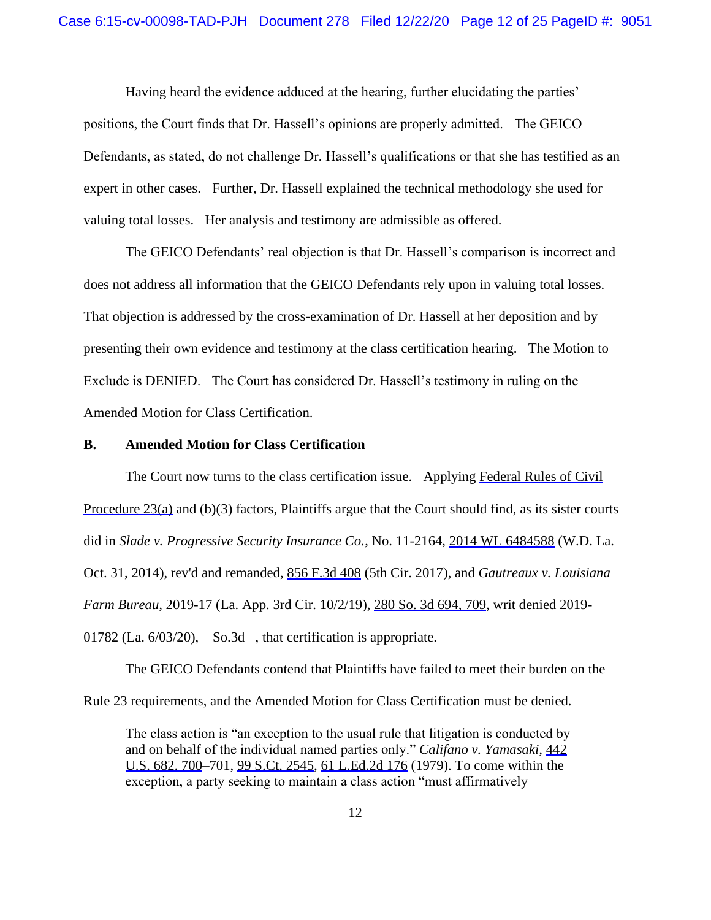Having heard the evidence adduced at the hearing, further elucidating the parties' positions, the Court finds that Dr. Hassell's opinions are properly admitted. The GEICO Defendants, as stated, do not challenge Dr. Hassell's qualifications or that she has testified as an expert in other cases. Further, Dr. Hassell explained the technical methodology she used for valuing total losses. Her analysis and testimony are admissible as offered.

The GEICO Defendants' real objection is that Dr. Hassell's comparison is incorrect and does not address all information that the GEICO Defendants rely upon in valuing total losses. That objection is addressed by the cross-examination of Dr. Hassell at her deposition and by presenting their own evidence and testimony at the class certification hearing. The Motion to Exclude is DENIED. The Court has considered Dr. Hassell's testimony in ruling on the Amended Motion for Class Certification.

**B. Amended Motion for Class Certification**

The Court now turns to the class certification issue. Applying Federal Rules of Civil Procedure 23(a) and (b)(3) factors, Plaintiffs argue that the Court should find, as its sister courts did in *Slade v. Progressive Security Insurance Co.*, No. 11-2164, 2014 WL 6484588 (W.D. La. Oct. 31, 2014), rev'd and remanded, 856 F.3d 408 (5th Cir. 2017), and *Gautreaux v. Louisiana Farm Bureau,* 2019-17 (La. App. 3rd Cir. 10/2/19), 280 So. 3d 694, 709, writ denied 2019-01782 (La. 6/03/20), – So.3d –, that certification is appropriate.

The GEICO Defendants contend that Plaintiffs have failed to meet their burden on the Rule 23 requirements, and the Amended Motion for Class Certification must be denied.

> The class action is "an exception to the usual rule that litigation is conducted by and on behalf of the individual named parties only." *Califano v. Yamasaki,* 442 U.S. 682, 700–701, 99 S.Ct. 2545, 61 L.Ed.2d 176 (1979). To come within the exception, a party seeking to maintain a class action "must affirmatively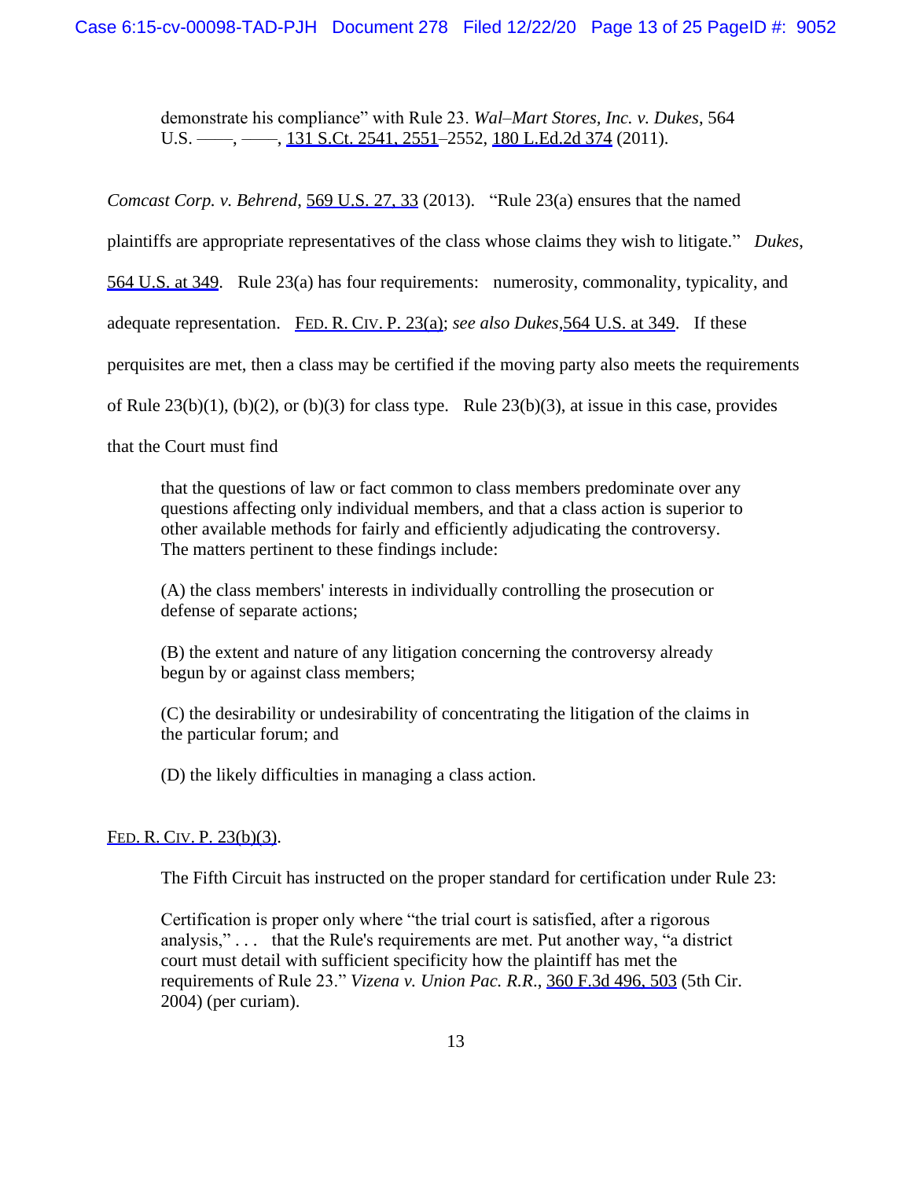> demonstrate his compliance" with Rule 23. *Wal–Mart Stores, Inc. v. Dukes*, 564 U.S. ——, ——, 131 S.Ct. 2541, 2551–2552, 180 L.Ed.2d 374 (2011).

*Comcast Corp. v. Behrend*, 569 U.S. 27, 33 (2013). "Rule 23(a) ensures that the named plaintiffs are appropriate representatives of the class whose claims they wish to litigate." *Dukes*, 564 U.S. at 349. Rule 23(a) has four requirements: numerosity, commonality, typicality, and adequate representation. FED. R. CIV. P. 23(a); *see also Dukes*,564 U.S. at 349. If these perquisites are met, then a class may be certified if the moving party also meets the requirements of Rule 23(b)(1), (b)(2), or (b)(3) for class type. Rule 23(b)(3), at issue in this case, provides that the Court must find

> that the questions of law or fact common to class members predominate over any questions affecting only individual members, and that a class action is superior to other available methods for fairly and efficiently adjudicating the controversy. The matters pertinent to these findings include:
>
> (A) the class members' interests in individually controlling the prosecution or defense of separate actions;
>
> (B) the extent and nature of any litigation concerning the controversy already begun by or against class members;
>
> (C) the desirability or undesirability of concentrating the litigation of the claims in the particular forum; and
>
> (D) the likely difficulties in managing a class action.

FED. R. CIV. P. 23(b)(3).

> The Fifth Circuit has instructed on the proper standard for certification under Rule 23:
>
> Certification is proper only where "the trial court is satisfied, after a rigorous analysis," . . . that the Rule's requirements are met. Put another way, "a district court must detail with sufficient specificity how the plaintiff has met the requirements of Rule 23." *Vizena v. Union Pac. R.R.*, 360 F.3d 496, 503 (5th Cir. 2004) (per curiam).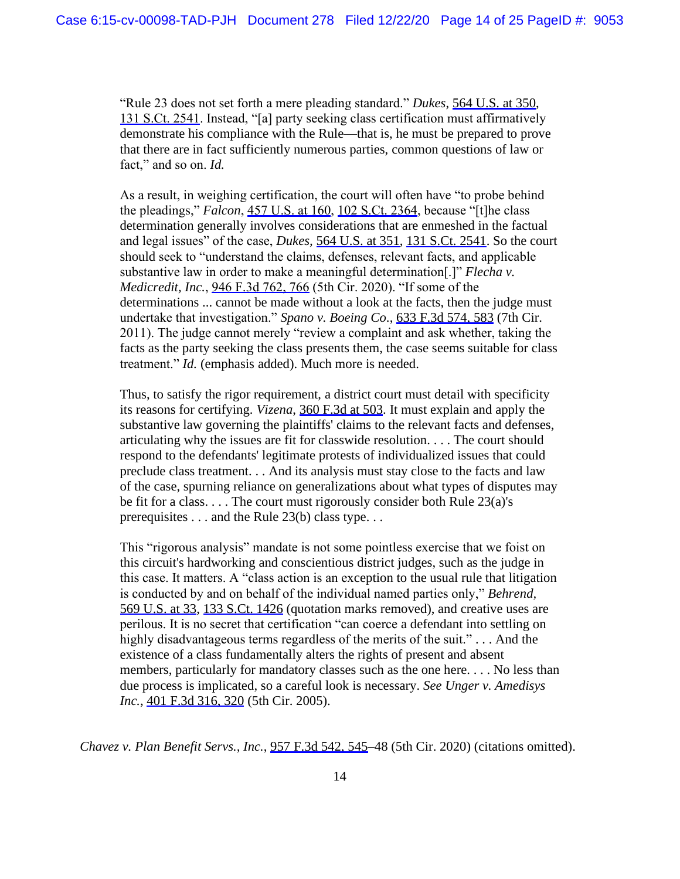> "Rule 23 does not set forth a mere pleading standard." *Dukes*, 564 U.S. at 350, 131 S.Ct. 2541. Instead, "[a] party seeking class certification must affirmatively demonstrate his compliance with the Rule—that is, he must be prepared to prove that there are in fact sufficiently numerous parties, common questions of law or fact," and so on. *Id.*
>
> As a result, in weighing certification, the court will often have "to probe behind the pleadings," *Falcon*, 457 U.S. at 160, 102 S.Ct. 2364, because "[t]he class determination generally involves considerations that are enmeshed in the factual and legal issues" of the case, *Dukes*, 564 U.S. at 351, 131 S.Ct. 2541. So the court should seek to "understand the claims, defenses, relevant facts, and applicable substantive law in order to make a meaningful determination[.]" *Flecha v. Medicredit, Inc.*, 946 F.3d 762, 766 (5th Cir. 2020). "If some of the determinations ... cannot be made without a look at the facts, then the judge must undertake that investigation." *Spano v. Boeing Co*., 633 F.3d 574, 583 (7th Cir. 2011). The judge cannot merely "review a complaint and ask whether, taking the facts as the party seeking the class presents them, the case seems suitable for class treatment." *Id.* (emphasis added). Much more is needed.
>
> Thus, to satisfy the rigor requirement, a district court must detail with specificity its reasons for certifying. *Vizena*, 360 F.3d at 503. It must explain and apply the substantive law governing the plaintiffs' claims to the relevant facts and defenses, articulating why the issues are fit for classwide resolution. . . . The court should respond to the defendants' legitimate protests of individualized issues that could preclude class treatment. . . And its analysis must stay close to the facts and law of the case, spurning reliance on generalizations about what types of disputes may be fit for a class. . . . The court must rigorously consider both Rule 23(a)'s prerequisites . . . and the Rule 23(b) class type. . .
>
> This "rigorous analysis" mandate is not some pointless exercise that we foist on this circuit's hardworking and conscientious district judges, such as the judge in this case. It matters. A "class action is an exception to the usual rule that litigation is conducted by and on behalf of the individual named parties only," *Behrend*, 569 U.S. at 33, 133 S.Ct. 1426 (quotation marks removed), and creative uses are perilous. It is no secret that certification "can coerce a defendant into settling on highly disadvantageous terms regardless of the merits of the suit." . . . And the existence of a class fundamentally alters the rights of present and absent members, particularly for mandatory classes such as the one here. . . . No less than due process is implicated, so a careful look is necessary. *See Unger v. Amedisys Inc.*, 401 F.3d 316, 320 (5th Cir. 2005).

*Chavez v. Plan Benefit Servs., Inc.*, 957 F.3d 542, 545–48 (5th Cir. 2020) (citations omitted).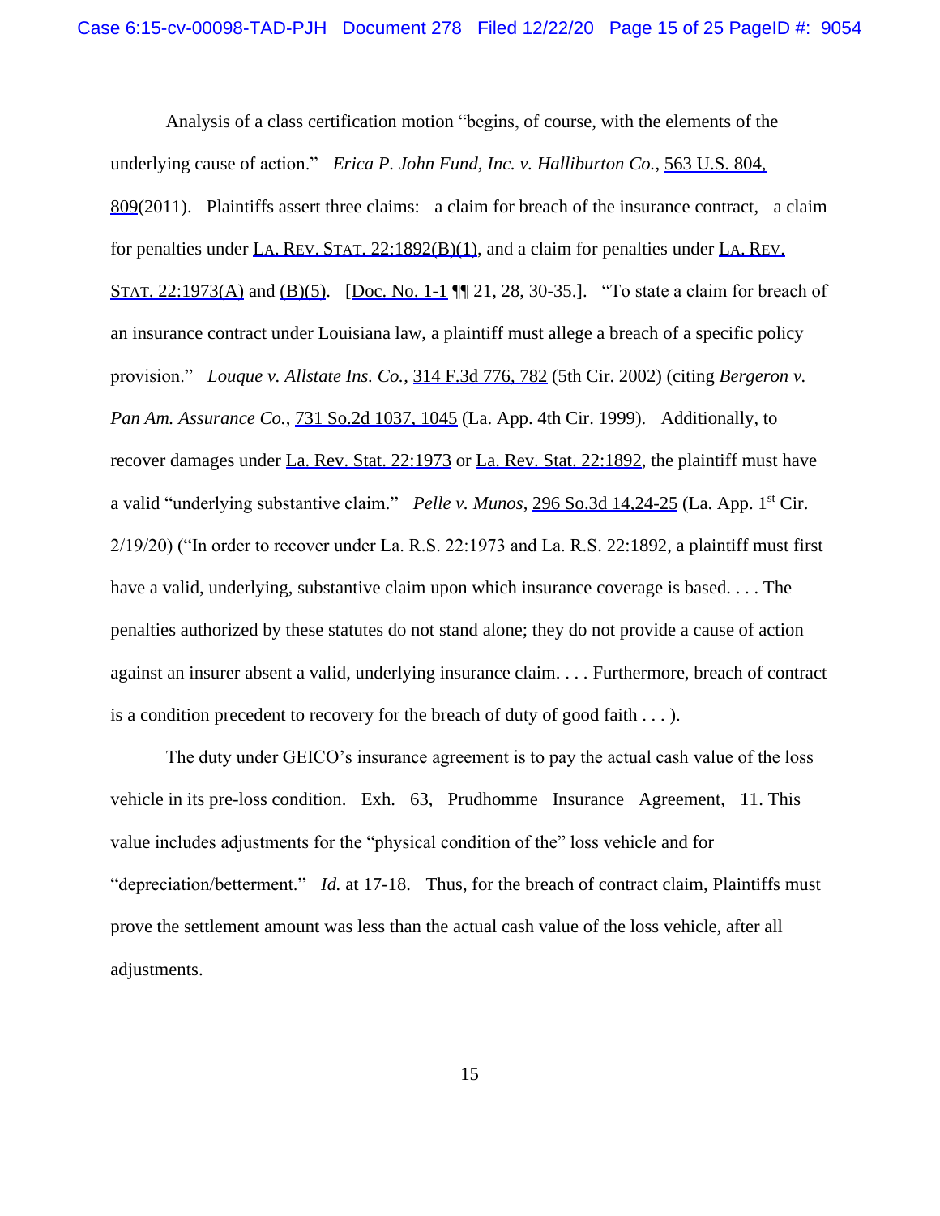Analysis of a class certification motion "begins, of course, with the elements of the underlying cause of action." *Erica P. John Fund, Inc. v. Halliburton Co.*, 563 U.S. 804, 809(2011). Plaintiffs assert three claims: a claim for breach of the insurance contract, a claim for penalties under LA. REV. STAT. 22:1892(B)(1), and a claim for penalties under LA. REV. STAT. 22:1973(A) and (B)(5). [Doc. No. 1-1 ¶¶ 21, 28, 30-35.]. "To state a claim for breach of an insurance contract under Louisiana law, a plaintiff must allege a breach of a specific policy provision." *Louque v. Allstate Ins. Co.*, 314 F.3d 776, 782 (5th Cir. 2002) (citing *Bergeron v. Pan Am. Assurance Co.*, 731 So.2d 1037, 1045 (La. App. 4th Cir. 1999). Additionally, to recover damages under La. Rev. Stat. 22:1973 or La. Rev. Stat. 22:1892, the plaintiff must have a valid "underlying substantive claim." *Pelle v. Munos*, 296 So.3d 14,24-25 (La. App. 1st Cir. 2/19/20) ("In order to recover under La. R.S. 22:1973 and La. R.S. 22:1892, a plaintiff must first have a valid, underlying, substantive claim upon which insurance coverage is based. . . . The penalties authorized by these statutes do not stand alone; they do not provide a cause of action against an insurer absent a valid, underlying insurance claim. . . . Furthermore, breach of contract is a condition precedent to recovery for the breach of duty of good faith . . . ).

The duty under GEICO's insurance agreement is to pay the actual cash value of the loss vehicle in its pre-loss condition. Exh. 63, Prudhomme Insurance Agreement, 11. This value includes adjustments for the "physical condition of the" loss vehicle and for "depreciation/betterment." *Id.* at 17-18. Thus, for the breach of contract claim, Plaintiffs must prove the settlement amount was less than the actual cash value of the loss vehicle, after all adjustments.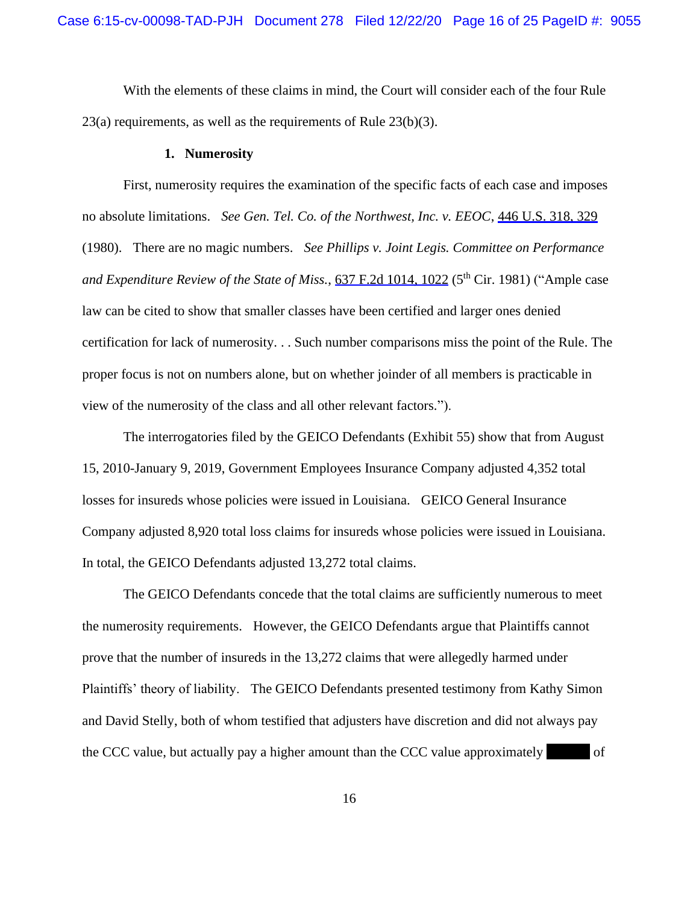With the elements of these claims in mind, the Court will consider each of the four Rule 23(a) requirements, as well as the requirements of Rule 23(b)(3).

### 1. Numerosity

First, numerosity requires the examination of the specific facts of each case and imposes no absolute limitations. *See Gen. Tel. Co. of the Northwest, Inc. v. EEOC*, 446 U.S. 318, 329 (1980). There are no magic numbers. *See Phillips v. Joint Legis. Committee on Performance and Expenditure Review of the State of Miss.*, 637 F.2d 1014, 1022 (5th Cir. 1981) ("Ample case law can be cited to show that smaller classes have been certified and larger ones denied certification for lack of numerosity. . . Such number comparisons miss the point of the Rule. The proper focus is not on numbers alone, but on whether joinder of all members is practicable in view of the numerosity of the class and all other relevant factors.").

The interrogatories filed by the GEICO Defendants (Exhibit 55) show that from August 15, 2010-January 9, 2019, Government Employees Insurance Company adjusted 4,352 total losses for insureds whose policies were issued in Louisiana. GEICO General Insurance Company adjusted 8,920 total loss claims for insureds whose policies were issued in Louisiana. In total, the GEICO Defendants adjusted 13,272 total claims.

The GEICO Defendants concede that the total claims are sufficiently numerous to meet the numerosity requirements. However, the GEICO Defendants argue that Plaintiffs cannot prove that the number of insureds in the 13,272 claims that were allegedly harmed under Plaintiffs' theory of liability. The GEICO Defendants presented testimony from Kathy Simon and David Stelly, both of whom testified that adjusters have discretion and did not always pay the CCC value, but actually pay a higher amount than the CCC value approximately [REDACTED] of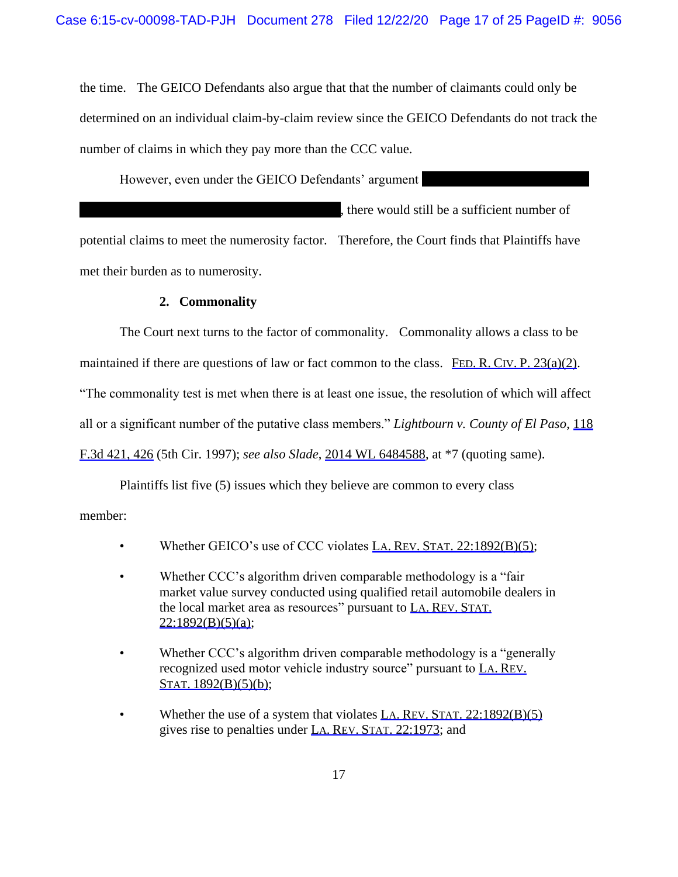the time. The GEICO Defendants also argue that that the number of claimants could only be determined on an individual claim-by-claim review since the GEICO Defendants do not track the number of claims in which they pay more than the CCC value.

However, even under the GEICO Defendants' argument ████████████████ ████████████████████████, there would still be a sufficient number of potential claims to meet the numerosity factor. Therefore, the Court finds that Plaintiffs have met their burden as to numerosity.

### 2. Commonality

The Court next turns to the factor of commonality. Commonality allows a class to be maintained if there are questions of law or fact common to the class. FED. R. CIV. P. 23(a)(2). "The commonality test is met when there is at least one issue, the resolution of which will affect all or a significant number of the putative class members." *Lightbourn v. County of El Paso*, 118 F.3d 421, 426 (5th Cir. 1997); *see also Slade*, 2014 WL 6484588, at *7 (quoting same).

Plaintiffs list five (5) issues which they believe are common to every class member:

- Whether GEICO's use of CCC violates LA. REV. STAT. 22:1892(B)(5);
- Whether CCC's algorithm driven comparable methodology is a "fair market value survey conducted using qualified retail automobile dealers in the local market area as resources" pursuant to LA. REV. STAT. 22:1892(B)(5)(a);
- Whether CCC's algorithm driven comparable methodology is a "generally recognized used motor vehicle industry source" pursuant to LA. REV. STAT. 1892(B)(5)(b);
- Whether the use of a system that violates LA. REV. STAT. 22:1892(B)(5) gives rise to penalties under LA. REV. STAT. 22:1973; and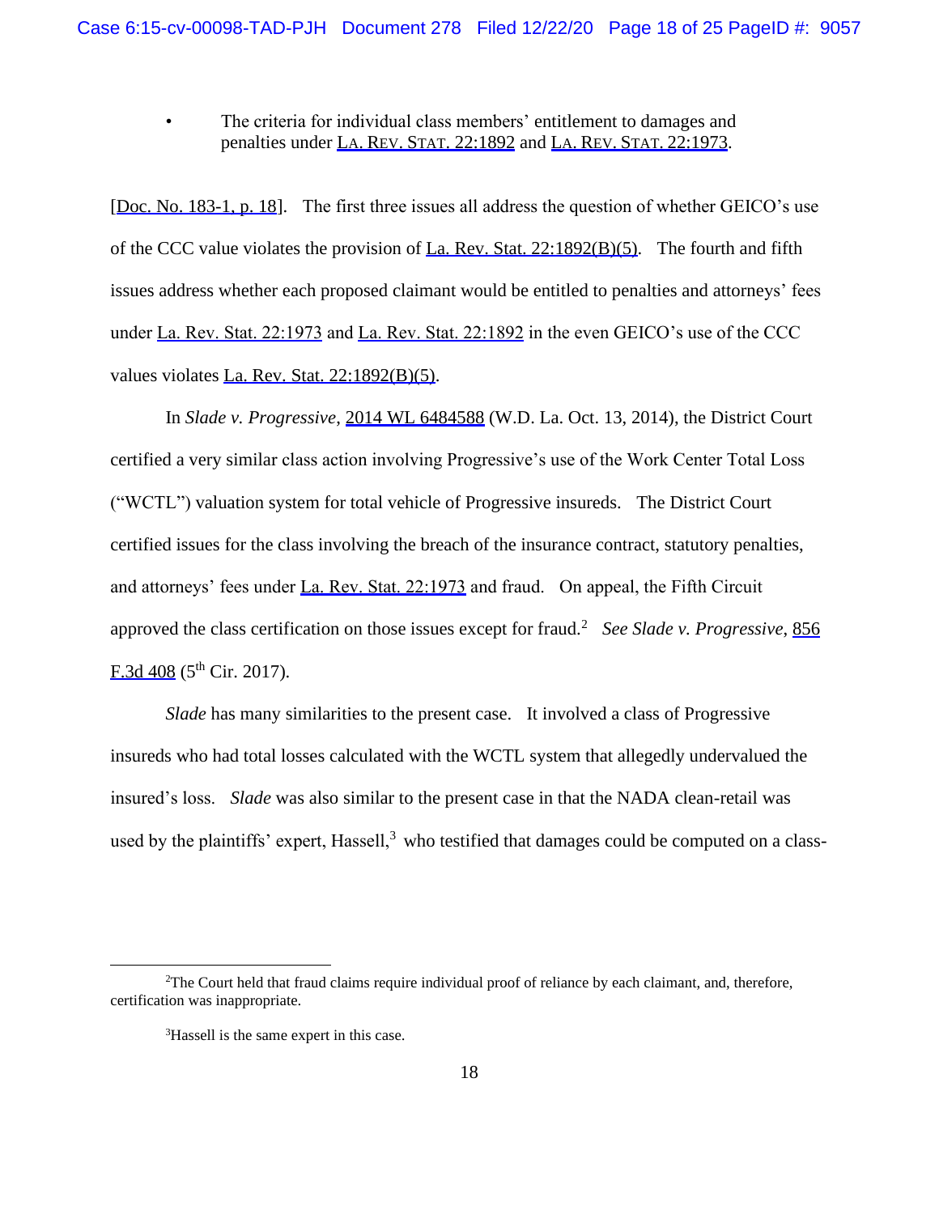- The criteria for individual class members' entitlement to damages and penalties under LA. REV. STAT. 22:1892 and LA. REV. STAT. 22:1973.

[Doc. No. 183-1, p. 18]. The first three issues all address the question of whether GEICO's use of the CCC value violates the provision of La. Rev. Stat. 22:1892(B)(5). The fourth and fifth issues address whether each proposed claimant would be entitled to penalties and attorneys' fees under La. Rev. Stat. 22:1973 and La. Rev. Stat. 22:1892 in the even GEICO's use of the CCC values violates La. Rev. Stat. 22:1892(B)(5).

In *Slade v. Progressive*, 2014 WL 6484588 (W.D. La. Oct. 13, 2014), the District Court certified a very similar class action involving Progressive's use of the Work Center Total Loss ("WCTL") valuation system for total vehicle of Progressive insureds. The District Court certified issues for the class involving the breach of the insurance contract, statutory penalties, and attorneys' fees under La. Rev. Stat. 22:1973 and fraud. On appeal, the Fifth Circuit approved the class certification on those issues except for fraud.[2] *See Slade v. Progressive*, 856 F.3d 408 (5th Cir. 2017).

*Slade* has many similarities to the present case. It involved a class of Progressive insureds who had total losses calculated with the WCTL system that allegedly undervalued the insured's loss. *Slade* was also similar to the present case in that the NADA clean-retail was used by the plaintiffs' expert, Hassell,[3] who testified that damages could be computed on a class-

[2]The Court held that fraud claims require individual proof of reliance by each claimant, and, therefore, certification was inappropriate.

[3]Hassell is the same expert in this case.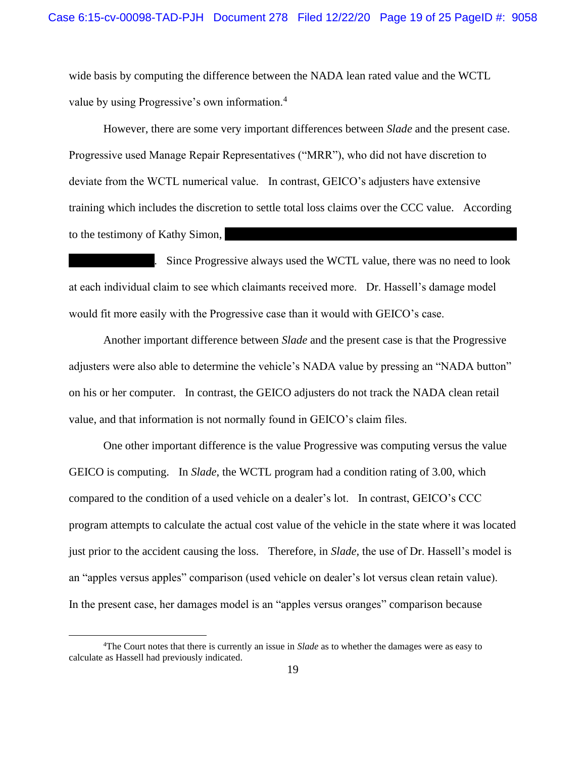wide basis by computing the difference between the NADA lean rated value and the WCTL value by using Progressive's own information.[4]

However, there are some very important differences between *Slade* and the present case. Progressive used Manage Repair Representatives ("MRR"), who did not have discretion to deviate from the WCTL numerical value. In contrast, GEICO's adjusters have extensive training which includes the discretion to settle total loss claims over the CCC value. According to the testimony of Kathy Simon, ████████████████████████████████████ ██████████. Since Progressive always used the WCTL value, there was no need to look at each individual claim to see which claimants received more. Dr. Hassell's damage model would fit more easily with the Progressive case than it would with GEICO's case.

Another important difference between *Slade* and the present case is that the Progressive adjusters were also able to determine the vehicle's NADA value by pressing an "NADA button" on his or her computer. In contrast, the GEICO adjusters do not track the NADA clean retail value, and that information is not normally found in GEICO's claim files.

One other important difference is the value Progressive was computing versus the value GEICO is computing. In *Slade*, the WCTL program had a condition rating of 3.00, which compared to the condition of a used vehicle on a dealer's lot. In contrast, GEICO's CCC program attempts to calculate the actual cost value of the vehicle in the state where it was located just prior to the accident causing the loss. Therefore, in *Slade,* the use of Dr. Hassell's model is an "apples versus apples" comparison (used vehicle on dealer's lot versus clean retain value). In the present case, her damages model is an "apples versus oranges" comparison because

---

[4]The Court notes that there is currently an issue in *Slade* as to whether the damages were as easy to calculate as Hassell had previously indicated.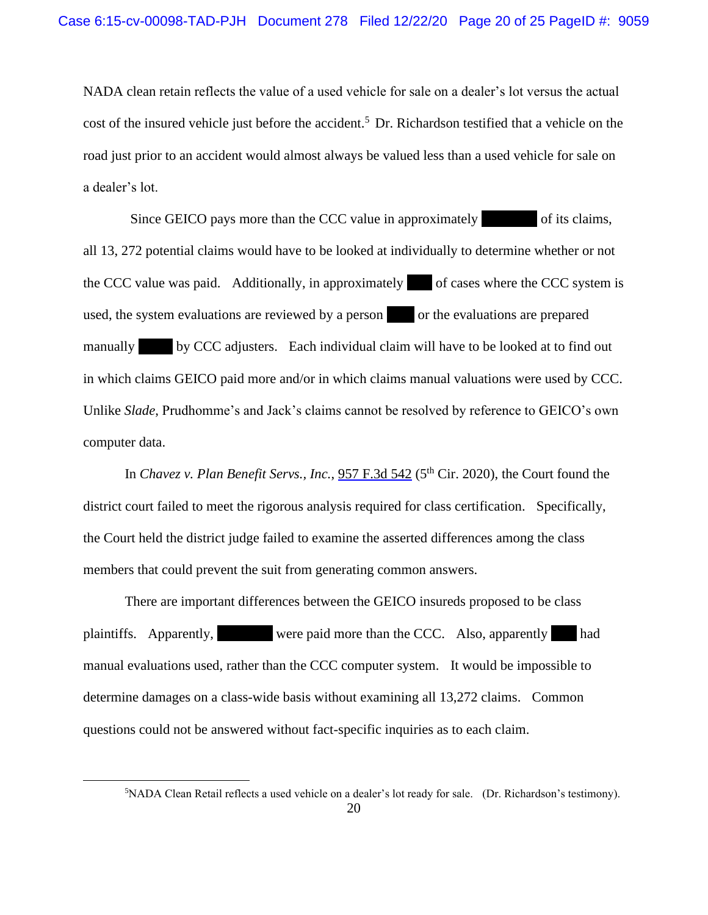NADA clean retain reflects the value of a used vehicle for sale on a dealer's lot versus the actual cost of the insured vehicle just before the accident.[5] Dr. Richardson testified that a vehicle on the road just prior to an accident would almost always be valued less than a used vehicle for sale on a dealer's lot.

Since GEICO pays more than the CCC value in approximately ██████ of its claims, all 13, 272 potential claims would have to be looked at individually to determine whether or not the CCC value was paid. Additionally, in approximately ███ of cases where the CCC system is used, the system evaluations are reviewed by a person ███ or the evaluations are prepared manually ████ by CCC adjusters. Each individual claim will have to be looked at to find out in which claims GEICO paid more and/or in which claims manual valuations were used by CCC. Unlike *Slade*, Prudhomme's and Jack's claims cannot be resolved by reference to GEICO's own computer data.

In *Chavez v. Plan Benefit Servs., Inc.*, 957 F.3d 542 (5th Cir. 2020), the Court found the district court failed to meet the rigorous analysis required for class certification. Specifically, the Court held the district judge failed to examine the asserted differences among the class members that could prevent the suit from generating common answers.

There are important differences between the GEICO insureds proposed to be class plaintiffs. Apparently, ██████ were paid more than the CCC. Also, apparently ███ had manual evaluations used, rather than the CCC computer system. It would be impossible to determine damages on a class-wide basis without examining all 13,272 claims. Common questions could not be answered without fact-specific inquiries as to each claim.

---

[5]NADA Clean Retail reflects a used vehicle on a dealer's lot ready for sale. (Dr. Richardson's testimony).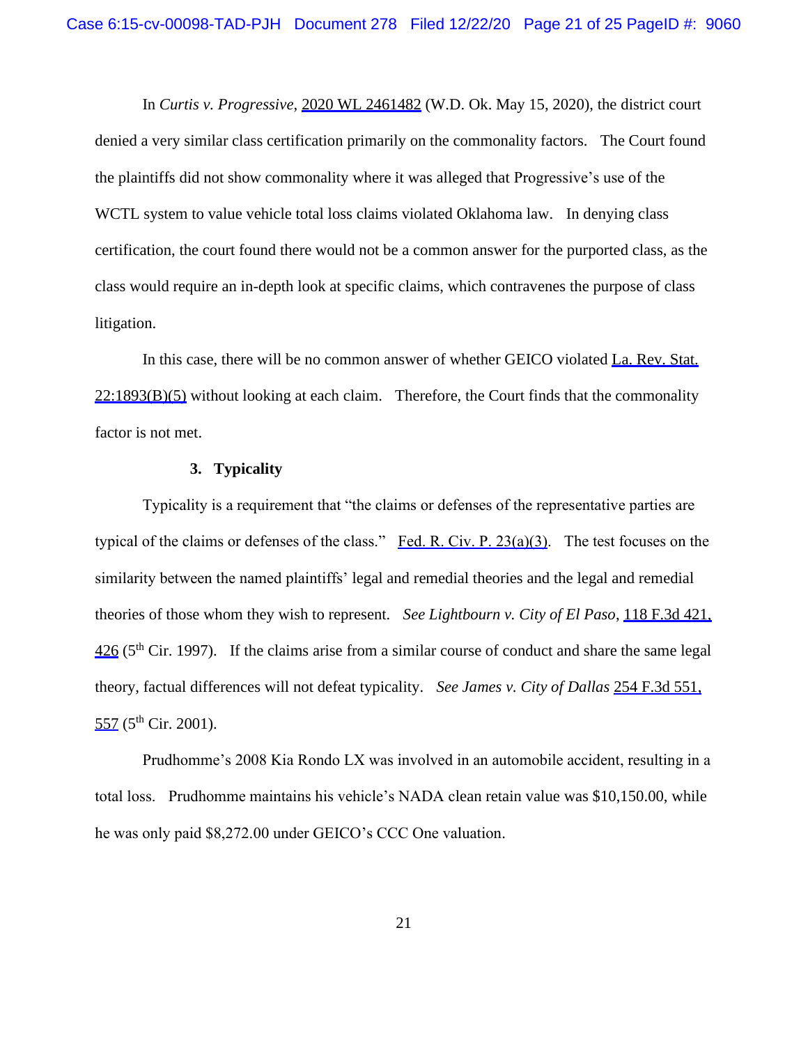In *Curtis v. Progressive*, 2020 WL 2461482 (W.D. Ok. May 15, 2020), the district court denied a very similar class certification primarily on the commonality factors. The Court found the plaintiffs did not show commonality where it was alleged that Progressive's use of the WCTL system to value vehicle total loss claims violated Oklahoma law. In denying class certification, the court found there would not be a common answer for the purported class, as the class would require an in-depth look at specific claims, which contravenes the purpose of class litigation.

In this case, there will be no common answer of whether GEICO violated La. Rev. Stat. 22:1893(B)(5) without looking at each claim. Therefore, the Court finds that the commonality factor is not met.

### 3. Typicality

Typicality is a requirement that "the claims or defenses of the representative parties are typical of the claims or defenses of the class." Fed. R. Civ. P. 23(a)(3). The test focuses on the similarity between the named plaintiffs' legal and remedial theories and the legal and remedial theories of those whom they wish to represent. *See Lightbourn v. City of El Paso*, 118 F.3d 421, 426 (5th Cir. 1997). If the claims arise from a similar course of conduct and share the same legal theory, factual differences will not defeat typicality. *See James v. City of Dallas* 254 F.3d 551, 557 (5th Cir. 2001).

Prudhomme's 2008 Kia Rondo LX was involved in an automobile accident, resulting in a total loss. Prudhomme maintains his vehicle's NADA clean retain value was $10,150.00, while he was only paid $8,272.00 under GEICO's CCC One valuation.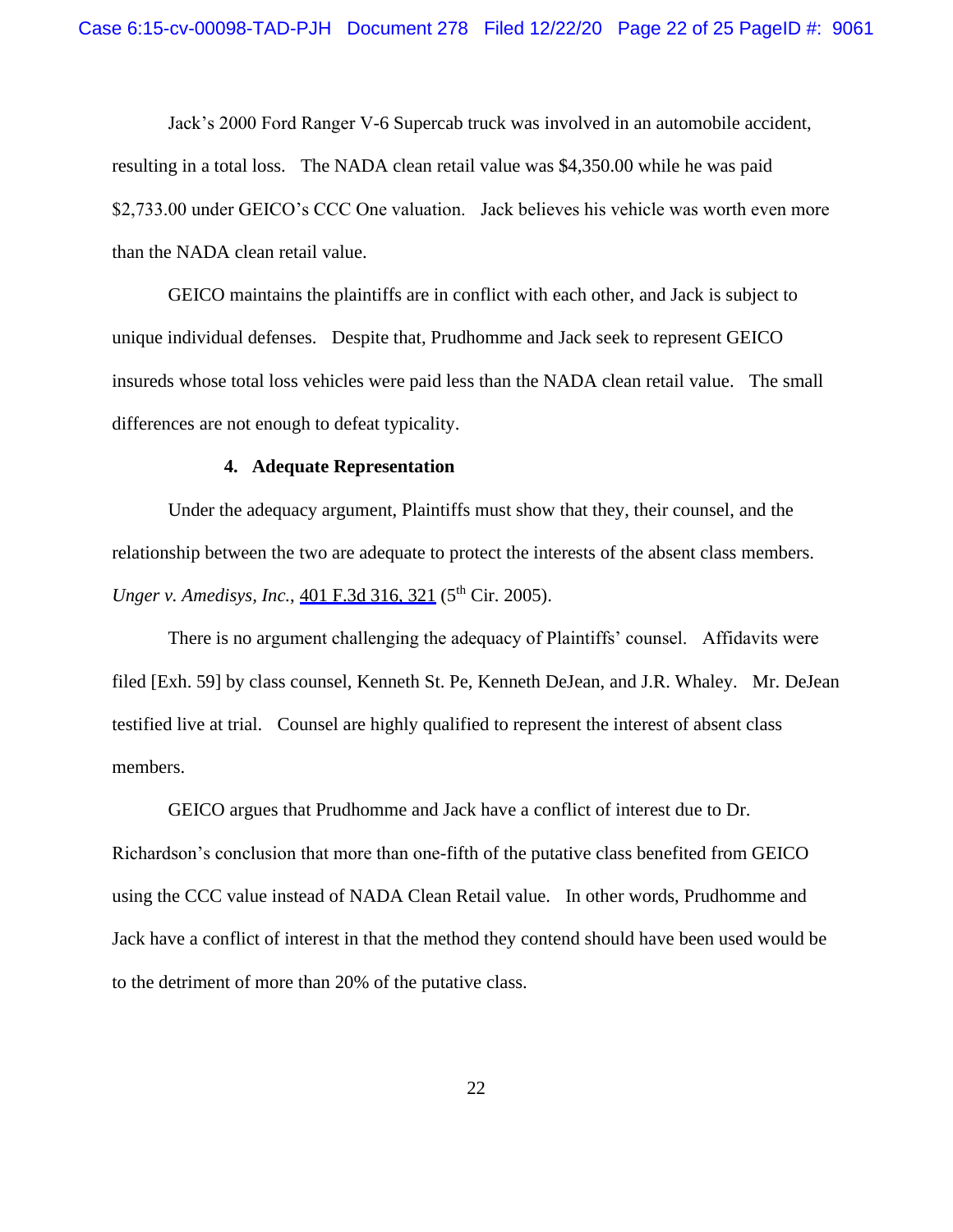Jack's 2000 Ford Ranger V-6 Supercab truck was involved in an automobile accident, resulting in a total loss. The NADA clean retail value was $4,350.00 while he was paid $2,733.00 under GEICO's CCC One valuation. Jack believes his vehicle was worth even more than the NADA clean retail value.

GEICO maintains the plaintiffs are in conflict with each other, and Jack is subject to unique individual defenses. Despite that, Prudhomme and Jack seek to represent GEICO insureds whose total loss vehicles were paid less than the NADA clean retail value. The small differences are not enough to defeat typicality.

**4. Adequate Representation**

Under the adequacy argument, Plaintiffs must show that they, their counsel, and the relationship between the two are adequate to protect the interests of the absent class members. *Unger v. Amedisys, Inc.*, 401 F.3d 316, 321 (5th Cir. 2005).

There is no argument challenging the adequacy of Plaintiffs' counsel. Affidavits were filed [Exh. 59] by class counsel, Kenneth St. Pe, Kenneth DeJean, and J.R. Whaley. Mr. DeJean testified live at trial. Counsel are highly qualified to represent the interest of absent class members.

GEICO argues that Prudhomme and Jack have a conflict of interest due to Dr. Richardson's conclusion that more than one-fifth of the putative class benefited from GEICO using the CCC value instead of NADA Clean Retail value. In other words, Prudhomme and Jack have a conflict of interest in that the method they contend should have been used would be to the detriment of more than 20% of the putative class.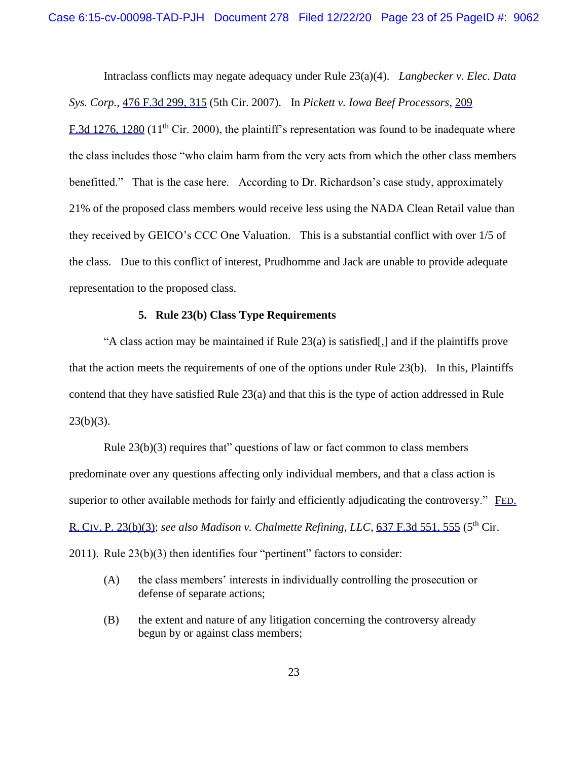Intraclass conflicts may negate adequacy under Rule 23(a)(4). *Langbecker v. Elec. Data Sys. Corp.*, 476 F.3d 299, 315 (5th Cir. 2007). In *Pickett v. Iowa Beef Processors*, 209 F.3d 1276, 1280 (11th Cir. 2000), the plaintiff's representation was found to be inadequate where the class includes those "who claim harm from the very acts from which the other class members benefitted." That is the case here. According to Dr. Richardson's case study, approximately 21% of the proposed class members would receive less using the NADA Clean Retail value than they received by GEICO's CCC One Valuation. This is a substantial conflict with over 1/5 of the class. Due to this conflict of interest, Prudhomme and Jack are unable to provide adequate representation to the proposed class.

**5. Rule 23(b) Class Type Requirements**

"A class action may be maintained if Rule 23(a) is satisfied[,] and if the plaintiffs prove that the action meets the requirements of one of the options under Rule 23(b). In this, Plaintiffs contend that they have satisfied Rule 23(a) and that this is the type of action addressed in Rule 23(b)(3).

Rule 23(b)(3) requires that" questions of law or fact common to class members predominate over any questions affecting only individual members, and that a class action is superior to other available methods for fairly and efficiently adjudicating the controversy." FED. R. CIV. P. 23(b)(3); *see also Madison v. Chalmette Refining, LLC*, 637 F.3d 551, 555 (5th Cir. 2011). Rule 23(b)(3) then identifies four "pertinent" factors to consider:

(A) the class members' interests in individually controlling the prosecution or defense of separate actions;

(B) the extent and nature of any litigation concerning the controversy already begun by or against class members;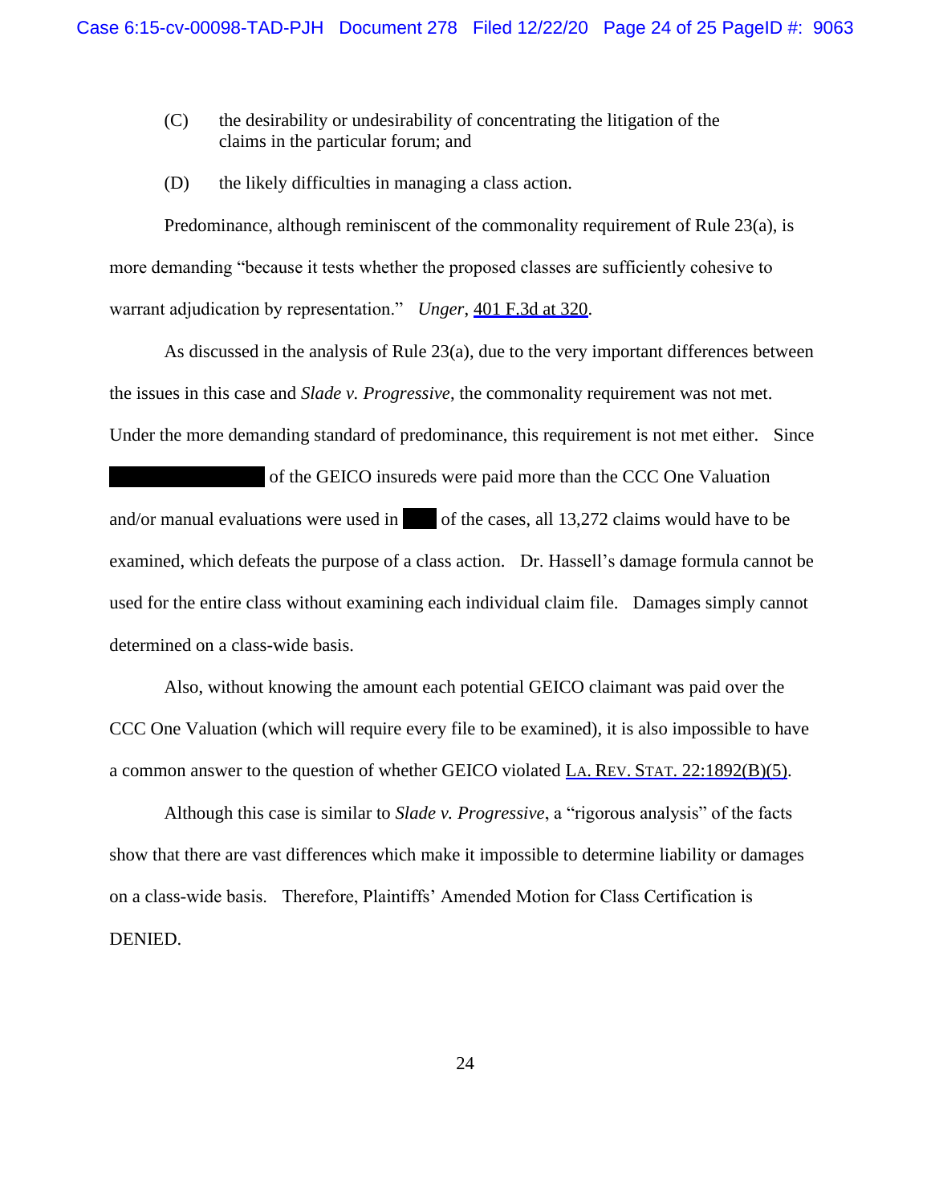(C) the desirability or undesirability of concentrating the litigation of the claims in the particular forum; and

(D) the likely difficulties in managing a class action.

Predominance, although reminiscent of the commonality requirement of Rule 23(a), is more demanding "because it tests whether the proposed classes are sufficiently cohesive to warrant adjudication by representation." *Unger*, 401 F.3d at 320.

As discussed in the analysis of Rule 23(a), due to the very important differences between the issues in this case and *Slade v. Progressive*, the commonality requirement was not met. Under the more demanding standard of predominance, this requirement is not met either. Since ███████████ of the GEICO insureds were paid more than the CCC One Valuation and/or manual evaluations were used in ███ of the cases, all 13,272 claims would have to be examined, which defeats the purpose of a class action. Dr. Hassell's damage formula cannot be used for the entire class without examining each individual claim file. Damages simply cannot determined on a class-wide basis.

Also, without knowing the amount each potential GEICO claimant was paid over the CCC One Valuation (which will require every file to be examined), it is also impossible to have a common answer to the question of whether GEICO violated LA. REV. STAT. 22:1892(B)(5).

Although this case is similar to *Slade v. Progressive*, a "rigorous analysis" of the facts show that there are vast differences which make it impossible to determine liability or damages on a class-wide basis. Therefore, Plaintiffs' Amended Motion for Class Certification is DENIED.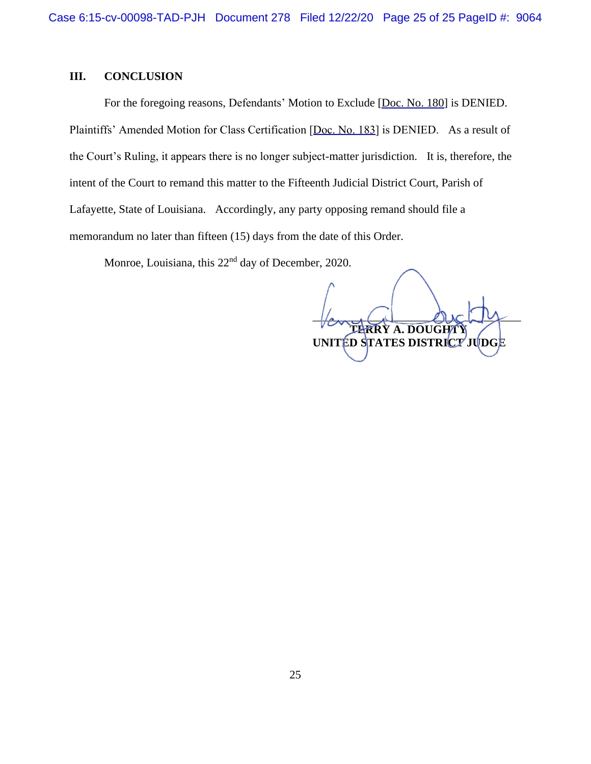## III. CONCLUSION

For the foregoing reasons, Defendants' Motion to Exclude [Doc. No. 180] is DENIED. Plaintiffs' Amended Motion for Class Certification [Doc. No. 183] is DENIED. As a result of the Court's Ruling, it appears there is no longer subject-matter jurisdiction. It is, therefore, the intent of the Court to remand this matter to the Fifteenth Judicial District Court, Parish of Lafayette, State of Louisiana. Accordingly, any party opposing remand should file a memorandum no later than fifteen (15) days from the date of this Order.

Monroe, Louisiana, this 22nd day of December, 2020.

**TERRY A. DOUGHTY**
**UNITED STATES DISTRICT JUDGE**